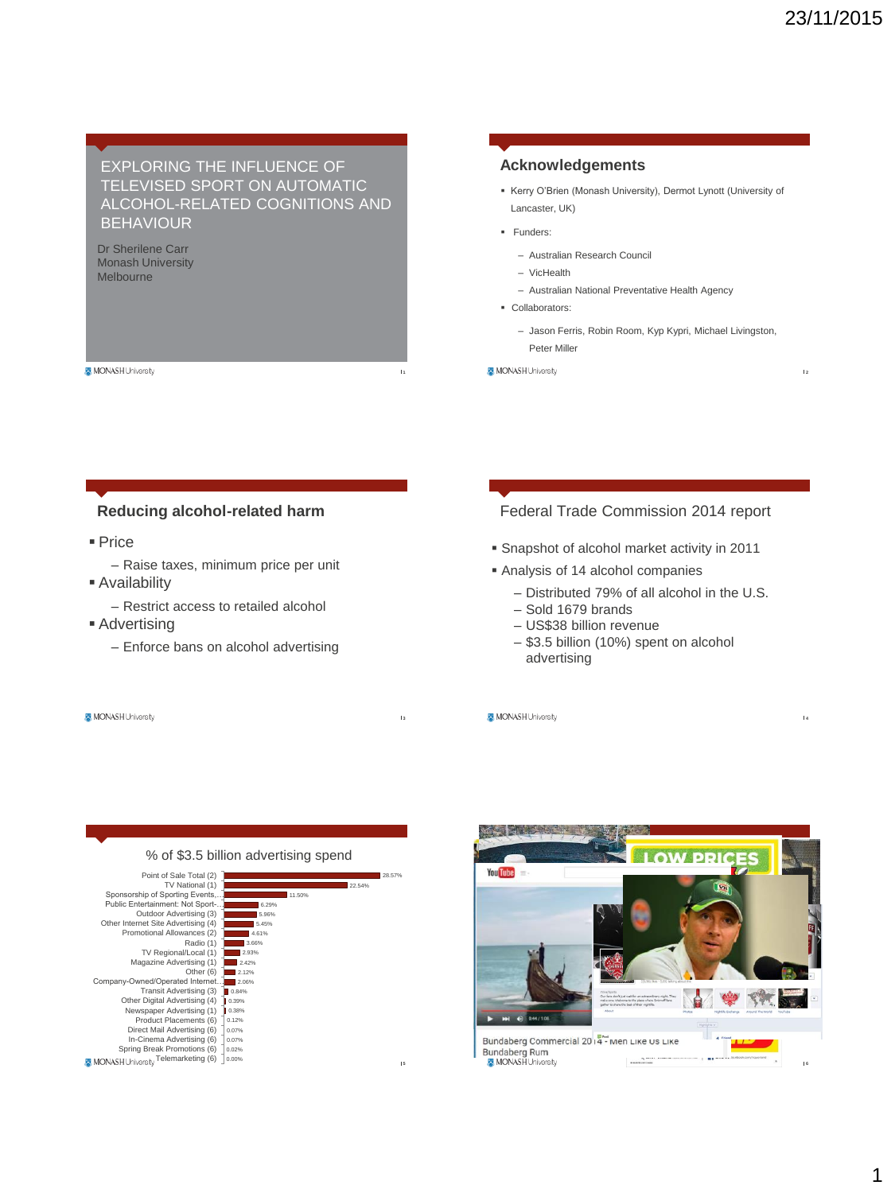# EXPLORING THE INFLUENCE OF TELEVISED SPORT ON AUTOMATIC ALCOHOL-RELATED COGNITIONS AND BEHAVIOUR

Dr Sherilene Carr
Monash University
Melbourne

## Acknowledgements

- Kerry O'Brien (Monash University), Dermot Lynott (University of Lancaster, UK)
- Funders:
  - Australian Research Council
  - VicHealth
  - Australian National Preventative Health Agency
- Collaborators:
  - Jason Ferris, Robin Room, Kyp Kypri, Michael Livingston, Peter Miller

## Reducing alcohol-related harm

- Price
  - Raise taxes, minimum price per unit
- Availability
  - Restrict access to retailed alcohol
- Advertising
  - Enforce bans on alcohol advertising

## Federal Trade Commission 2014 report

- Snapshot of alcohol market activity in 2011
- Analysis of 14 alcohol companies
  - Distributed 79% of all alcohol in the U.S.
  - Sold 1679 brands
  - US$38 billion revenue
  - $3.5 billion (10%) spent on alcohol advertising

## % of $3.5 billion advertising spend

| Category | % |
| --- | --- |
| Point of Sale Total (2) | 28.57% |
| TV National (1) | 22.54% |
| Sponsorship of Sporting Events,… | 11.50% |
| Public Entertainment: Not Sport-… | 6.29% |
| Outdoor Advertising (3) | 5.96% |
| Other Internet Site Advertising (4) | 5.45% |
| Promotional Allowances (2) | 4.61% |
| Radio (1) | 3.66% |
| TV Regional/Local (1) | 2.93% |
| Magazine Advertising (1) | 2.42% |
| Other (6) | 2.12% |
| Company-Owned/Operated Internet… | 2.06% |
| Transit Advertising (3) | 0.84% |
| Other Digital Advertising (4) | 0.39% |
| Newspaper Advertising (1) | 0.38% |
| Product Placements (6) | 0.12% |
| Direct Mail Advertising (6) | 0.07% |
| In-Cinema Advertising (6) | 0.07% |
| Spring Break Promotions (6) | 0.02% |
| Telemarketing (6) | 0.00% |

Bundaberg Commercial 2014 - Men Like Us Like Bundaberg Rum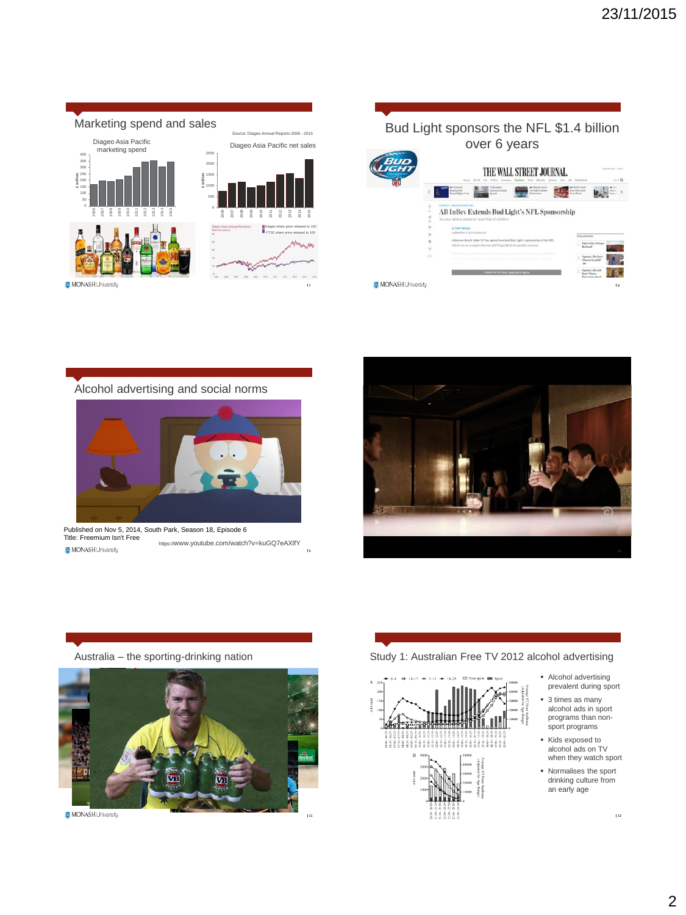## Marketing spend and sales

Source: Diageo Annual Reports 2006 - 2015

Diageo Asia Pacific marketing spend

Diageo Asia Pacific net sales

## Bud Light sponsors the NFL $1.4 billion over 6 years

## Alcohol advertising and social norms

Published on Nov 5, 2014, South Park, Season 18, Episode 6
Title: Freemium Isn't Free

https://www.youtube.com/watch?v=kuGQ7eAXlfY

## Australia – the sporting-drinking nation

## Study 1: Australian Free TV 2012 alcohol advertising

- Alcohol advertising prevalent during sport
- 3 times as many alcohol ads in sport programs than non-sport programs
- Kids exposed to alcohol ads on TV when they watch sport
- Normalises the sport drinking culture from an early age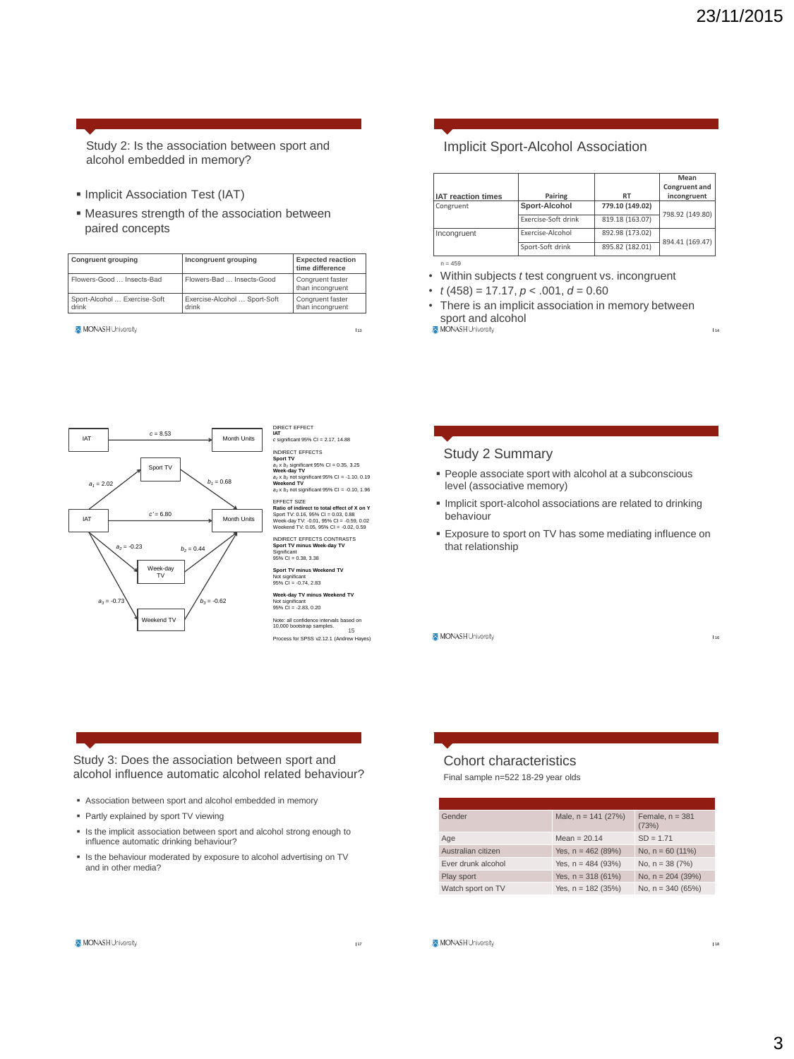## Study 2: Is the association between sport and alcohol embedded in memory?

- Implicit Association Test (IAT)
- Measures strength of the association between paired concepts

| Congruent grouping | Incongruent grouping | Expected reaction time difference |
|---|---|---|
| Flowers-Good … Insects-Bad | Flowers-Bad … Insects-Good | Congruent faster than incongruent |
| Sport-Alcohol … Exercise-Soft drink | Exercise-Alcohol … Sport-Soft drink | Congruent faster than incongruent |

## Implicit Sport-Alcohol Association

| IAT reaction times | Pairing | RT | Mean Congruent and incongruent |
|---|---|---|---|
| Congruent | **Sport-Alcohol** | **779.10 (149.02)** | 798.92 (149.80) |
| | Exercise-Soft drink | 819.18 (163.07) | |
| Incongruent | Exercise-Alcohol | 892.98 (173.02) | 894.41 (169.47) |
| | Sport-Soft drink | 895.82 (182.01) | |

n = 459

- Within subjects *t* test congruent vs. incongruent
- $t\,(458) = 17.17$, $p < .001$, $d = 0.60$
- There is an implicit association in memory between sport and alcohol

IAT → Month Units: $c = 8.53$

IAT → Sport TV: $a_1 = 2.02$; Sport TV → Month Units: $b_1 = 0.68$

IAT → Month Units: $c' = 6.80$

IAT → Week-day TV: $a_2 = -0.23$; Week-day TV → Month Units: $b_2 = 0.44$

IAT → Weekend TV: $a_3 = -0.73$; Weekend TV → Month Units: $b_3 = -0.62$

DIRECT EFFECT
**IAT**
$c$ significant 95% CI = 2.17, 14.88

INDIRECT EFFECTS
**Sport TV**
$a_1 \times b_1$ significant 95% CI = 0.35, 3.25
**Week-day TV**
$a_2 \times b_2$ not significant 95% CI = -1.10, 0.19
**Weekend TV**
$a_3 \times b_3$ not significant 95% CI = -0.10, 1.96

EFFECT SIZE
**Ratio of indirect to total effect of X on Y**
Sport TV: 0.16, 95% CI = 0.03, 0.88
Week-day TV: -0.01, 95% CI = -0.59, 0.02
Weekend TV: 0.05, 95% CI = -0.02, 0.59

INDIRECT EFFECTS CONTRASTS
**Sport TV minus Week-day TV**
Significant
95% CI = 0.38, 3.38

**Sport TV minus Weekend TV**
Not significant
95% CI = -0.74, 2.83

**Week-day TV minus Weekend TV**
Not significant
95% CI = -2.83, 0.20

Note: all confidence intervals based on 10,000 bootstrap samples.

Process for SPSS v2.12.1 (Andrew Hayes)

## Study 2 Summary

- People associate sport with alcohol at a subconscious level (associative memory)
- Implicit sport-alcohol associations are related to drinking behaviour
- Exposure to sport on TV has some mediating influence on that relationship

## Study 3: Does the association between sport and alcohol influence automatic alcohol related behaviour?

- Association between sport and alcohol embedded in memory
- Partly explained by sport TV viewing
- Is the implicit association between sport and alcohol strong enough to influence automatic drinking behaviour?
- Is the behaviour moderated by exposure to alcohol advertising on TV and in other media?

## Cohort characteristics

Final sample n=522 18-29 year olds

| | | |
|---|---|---|
| Gender | Male, n = 141 (27%) | Female, n = 381 (73%) |
| Age | Mean = 20.14 | SD = 1.71 |
| Australian citizen | Yes, n = 462 (89%) | No, n = 60 (11%) |
| Ever drunk alcohol | Yes, n = 484 (93%) | No, n = 38 (7%) |
| Play sport | Yes, n = 318 (61%) | No, n = 204 (39%) |
| Watch sport on TV | Yes, n = 182 (35%) | No, n = 340 (65%) |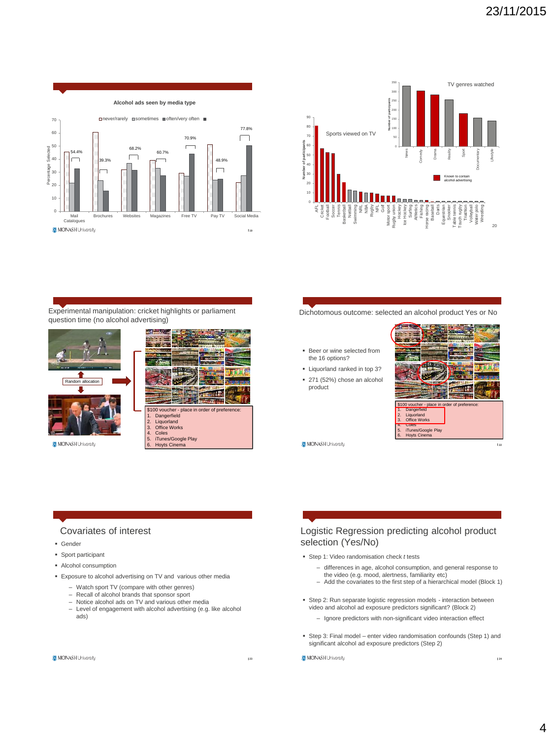**Alcohol ads seen by media type**

| Media | never/rarely | sometimes | often/very often |
|---|---|---|---|
| Mail Catalogues | 54.4% | | |
| Brochures | 39.3% | | |
| Websites | 68.2% | | |
| Magazines | 60.7% | | |
| Free TV | 70.9% | | |
| Pay TV | 48.9% | | |
| Social Media | 77.8% | | |

Sports viewed on TV

TV genres watched

Known to contain alcohol advertising

Experimental manipulation: cricket highlights or parliament question time (no alcohol advertising)

Random allocation

$100 voucher - place in order of preference:

1. Dangerfield
2. Liquorland
3. Office Works
4. Coles
5. iTunes/Google Play
6. Hoyts Cinema

Dichotomous outcome: selected an alcohol product Yes or No

- Beer or wine selected from the 16 options?
- Liquorland ranked in top 3?
- 271 (52%) chose an alcohol product

$100 voucher - place in order of preference:

1. Dangerfield
2. Liquorland
3. Office Works
4. Coles
5. iTunes/Google Play
6. Hoyts Cinema

## Covariates of interest

- Gender
- Sport participant
- Alcohol consumption
- Exposure to alcohol advertising on TV and various other media
  - Watch sport TV (compare with other genres)
  - Recall of alcohol brands that sponsor sport
  - Notice alcohol ads on TV and various other media
  - Level of engagement with alcohol advertising (e.g. like alcohol ads)

## Logistic Regression predicting alcohol product selection (Yes/No)

- Step 1: Video randomisation check *t* tests
  - differences in age, alcohol consumption, and general response to the video (e.g. mood, alertness, familiarity etc)
  - Add the covariates to the first step of a hierarchical model (Block 1)
- Step 2: Run separate logistic regression models - interaction between video and alcohol ad exposure predictors significant? (Block 2)
  - Ignore predictors with non-significant video interaction effect
- Step 3: Final model – enter video randomisation confounds (Step 1) and significant alcohol ad exposure predictors (Step 2)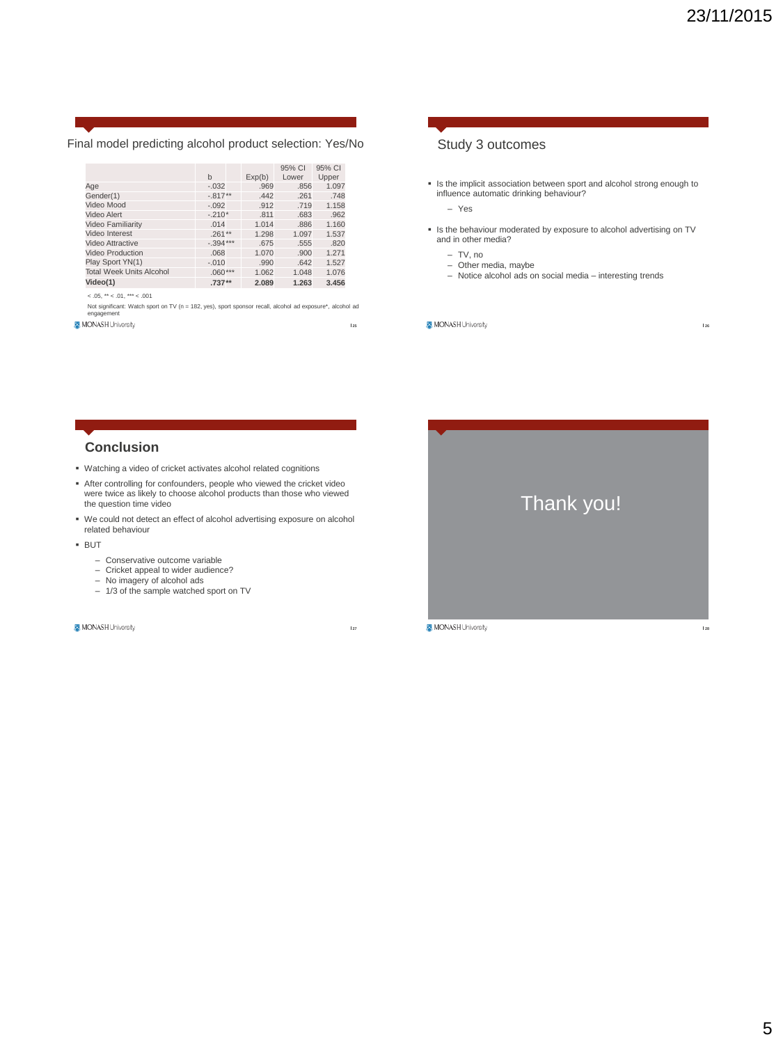## Final model predicting alcohol product selection: Yes/No

| | b | Exp(b) | 95% CI Lower | 95% CI Upper |
|---|---|---|---|---|
| Age | -.032 | .969 | .856 | 1.097 |
| Gender(1) | -.817** | .442 | .261 | .748 |
| Video Mood | -.092 | .912 | .719 | 1.158 |
| Video Alert | -.210* | .811 | .683 | .962 |
| Video Familiarity | .014 | 1.014 | .886 | 1.160 |
| Video Interest | .261** | 1.298 | 1.097 | 1.537 |
| Video Attractive | -.394*** | .675 | .555 | .820 |
| Video Production | .068 | 1.070 | .900 | 1.271 |
| Play Sport YN(1) | -.010 | .990 | .642 | 1.527 |
| Total Week Units Alcohol | .060*** | 1.062 | 1.048 | 1.076 |
| **Video(1)** | **.737**** | **2.089** | **1.263** | **3.456** |

< .05, ** < .01, *** < .001

Not significant: Watch sport on TV (n = 182, yes), sport sponsor recall, alcohol ad exposure*, alcohol ad engagement

## Study 3 outcomes

- Is the implicit association between sport and alcohol strong enough to influence automatic drinking behaviour?
  - Yes
- Is the behaviour moderated by exposure to alcohol advertising on TV and in other media?
  - TV, no
  - Other media, maybe
  - Notice alcohol ads on social media – interesting trends

## Conclusion

- Watching a video of cricket activates alcohol related cognitions
- After controlling for confounders, people who viewed the cricket video were twice as likely to choose alcohol products than those who viewed the question time video
- We could not detect an effect of alcohol advertising exposure on alcohol related behaviour
- BUT
  - Conservative outcome variable
  - Cricket appeal to wider audience?
  - No imagery of alcohol ads
  - 1/3 of the sample watched sport on TV

## Thank you!